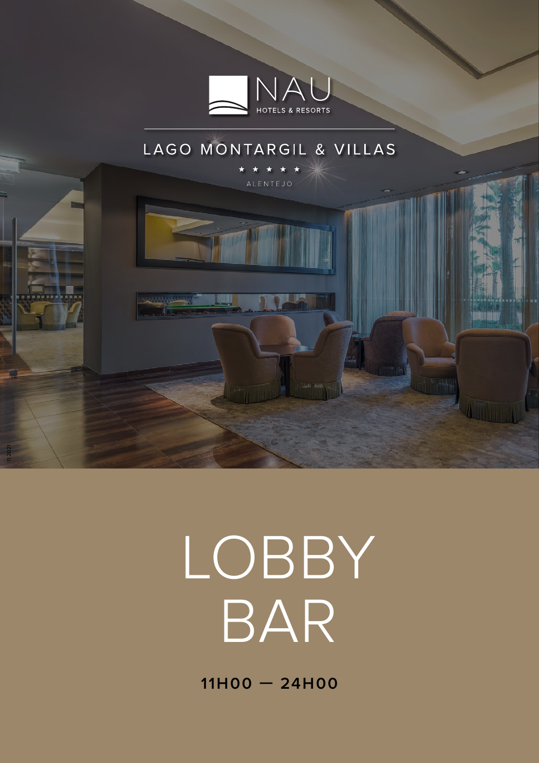NAU

HOTELS & RESORTS

LAGO MONTARGIL & VILLAS

★ ★ ★ ★ ★

ALENTEJO

# LOBBY BAR

**11H00 — 24H00**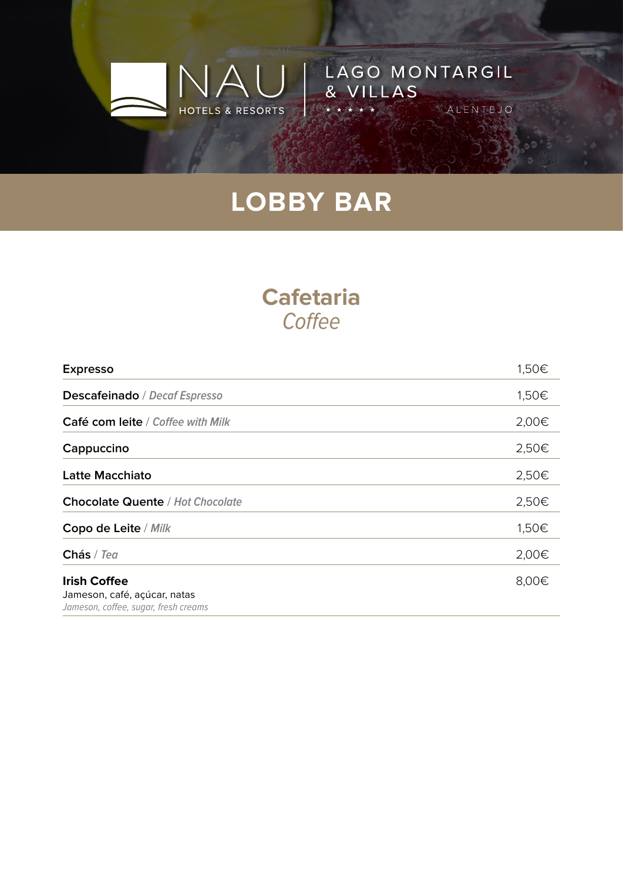NAU HOTELS & RESORTS | LAGO MONTARGIL & VILLAS ★★★★★ ALENTEJO

# LOBBY BAR

## Cafetaria
*Coffee*

| | |
|---|---|
| **Expresso** | 1,50€ |
| **Descafeinado** / *Decaf Espresso* | 1,50€ |
| **Café com leite** / *Coffee with Milk* | 2,00€ |
| **Cappuccino** | 2,50€ |
| **Latte Macchiato** | 2,50€ |
| **Chocolate Quente** / *Hot Chocolate* | 2,50€ |
| **Copo de Leite** / *Milk* | 1,50€ |
| **Chás** / *Tea* | 2,00€ |
| **Irish Coffee**<br>Jameson, café, açúcar, natas<br>*Jameson, coffee, sugar, fresh creams* | 8,00€ |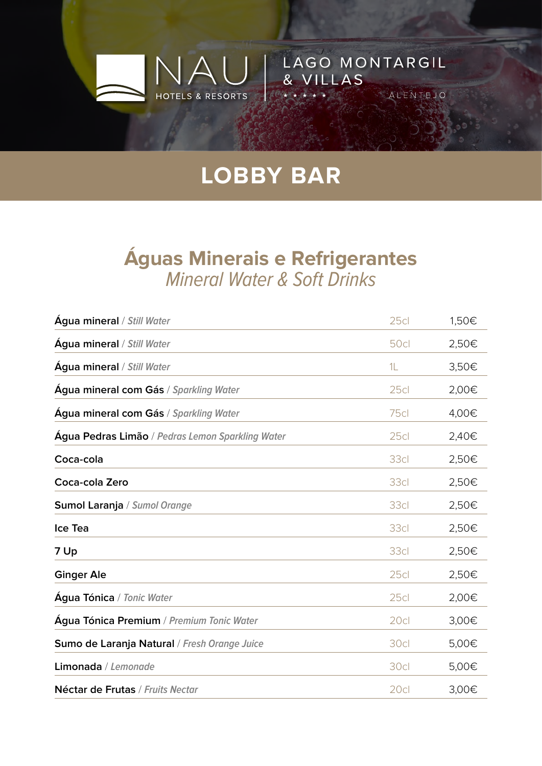NAU HOTELS & RESORTS | LAGO MONTARGIL & VILLAS ★★★★★ ALENTEJO

# LOBBY BAR

## Águas Minerais e Refrigerantes
*Mineral Water & Soft Drinks*

| | | |
|---|---|---|
| **Água mineral** / *Still Water* | 25cl | 1,50€ |
| **Água mineral** / *Still Water* | 50cl | 2,50€ |
| **Água mineral** / *Still Water* | 1L | 3,50€ |
| **Água mineral com Gás** / *Sparkling Water* | 25cl | 2,00€ |
| **Água mineral com Gás** / *Sparkling Water* | 75cl | 4,00€ |
| **Água Pedras Limão** / *Pedras Lemon Sparkling Water* | 25cl | 2,40€ |
| **Coca-cola** | 33cl | 2,50€ |
| **Coca-cola Zero** | 33cl | 2,50€ |
| **Sumol Laranja** / *Sumol Orange* | 33cl | 2,50€ |
| **Ice Tea** | 33cl | 2,50€ |
| **7 Up** | 33cl | 2,50€ |
| **Ginger Ale** | 25cl | 2,50€ |
| **Água Tónica** / *Tonic Water* | 25cl | 2,00€ |
| **Água Tónica Premium** / *Premium Tonic Water* | 20cl | 3,00€ |
| **Sumo de Laranja Natural** / *Fresh Orange Juice* | 30cl | 5,00€ |
| **Limonada** / *Lemonade* | 30cl | 5,00€ |
| **Néctar de Frutas** / *Fruits Nectar* | 20cl | 3,00€ |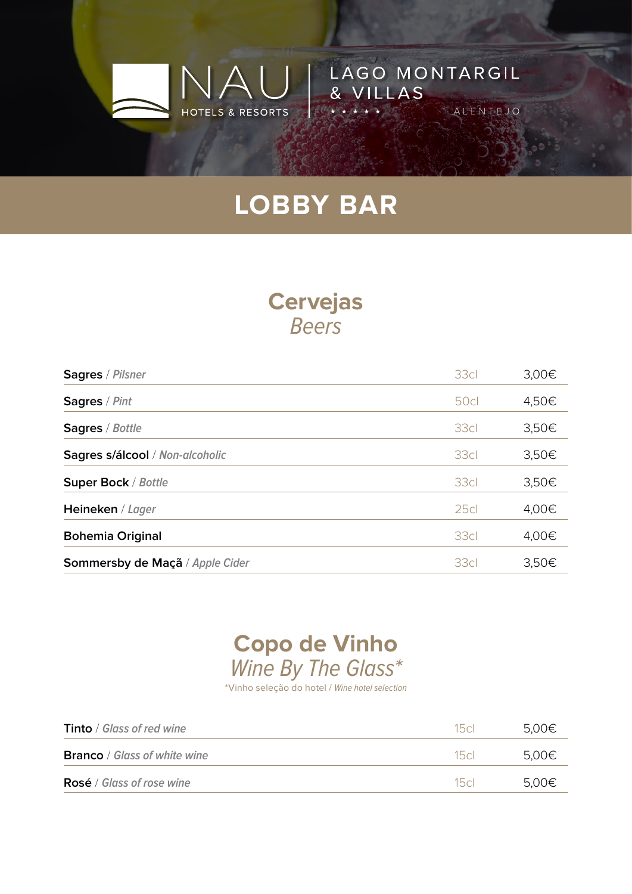NAU HOTELS & RESORTS | LAGO MONTARGIL & VILLAS ★★★★★ ALENTEJO

# LOBBY BAR

## Cervejas
*Beers*

| | | |
|---|---|---|
| **Sagres** / *Pilsner* | 33cl | 3,00€ |
| **Sagres** / *Pint* | 50cl | 4,50€ |
| **Sagres** / *Bottle* | 33cl | 3,50€ |
| **Sagres s/álcool** / *Non-alcoholic* | 33cl | 3,50€ |
| **Super Bock** / *Bottle* | 33cl | 3,50€ |
| **Heineken** / *Lager* | 25cl | 4,00€ |
| **Bohemia Original** | 33cl | 4,00€ |
| **Sommersby de Maçã** / *Apple Cider* | 33cl | 3,50€ |

## Copo de Vinho
*Wine By The Glass**

*Vinho seleção do hotel / *Wine hotel selection*

| | | |
|---|---|---|
| **Tinto** / *Glass of red wine* | 15cl | 5,00€ |
| **Branco** / *Glass of white wine* | 15cl | 5,00€ |
| **Rosé** / *Glass of rose wine* | 15cl | 5,00€ |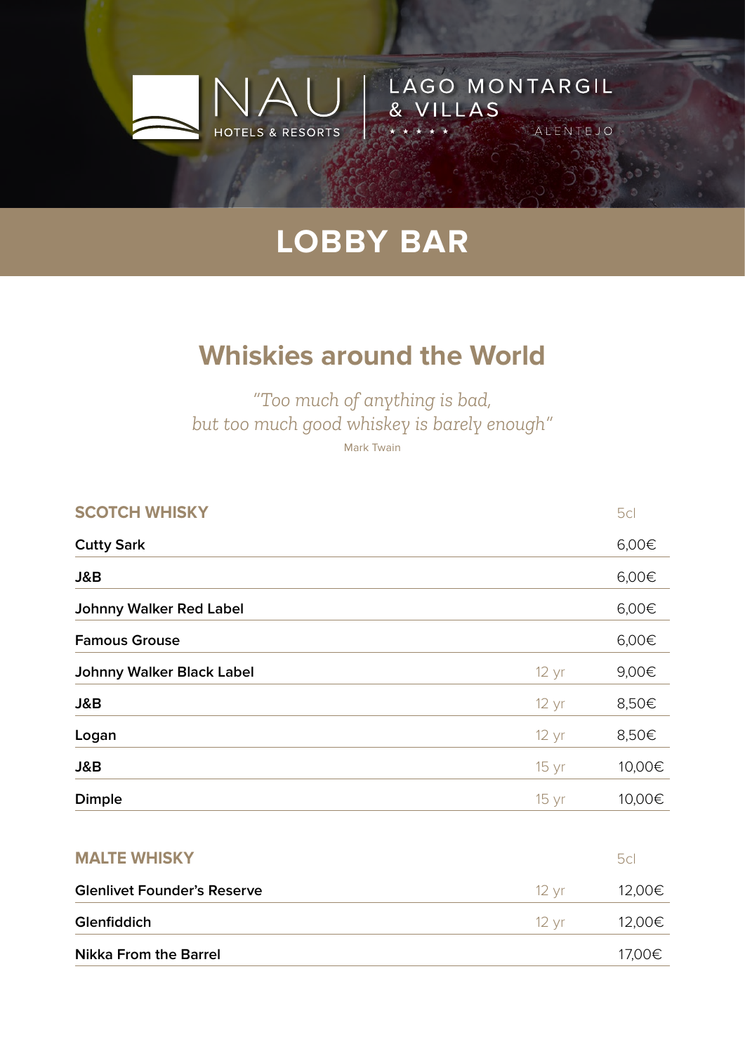NAU HOTELS & RESORTS | LAGO MONTARGIL & VILLAS ★★★★★ ALENTEJO

# LOBBY BAR

## Whiskies around the World

*"Too much of anything is bad,*
*but too much good whiskey is barely enough"*
Mark Twain

| SCOTCH WHISKY | | 5cl |
|---|---|---|
| **Cutty Sark** | | 6,00€ |
| **J&B** | | 6,00€ |
| **Johnny Walker Red Label** | | 6,00€ |
| **Famous Grouse** | | 6,00€ |
| **Johnny Walker Black Label** | 12 yr | 9,00€ |
| **J&B** | 12 yr | 8,50€ |
| **Logan** | 12 yr | 8,50€ |
| **J&B** | 15 yr | 10,00€ |
| **Dimple** | 15 yr | 10,00€ |

| MALTE WHISKY | | 5cl |
|---|---|---|
| **Glenlivet Founder's Reserve** | 12 yr | 12,00€ |
| **Glenfiddich** | 12 yr | 12,00€ |
| **Nikka From the Barrel** | | 17,00€ |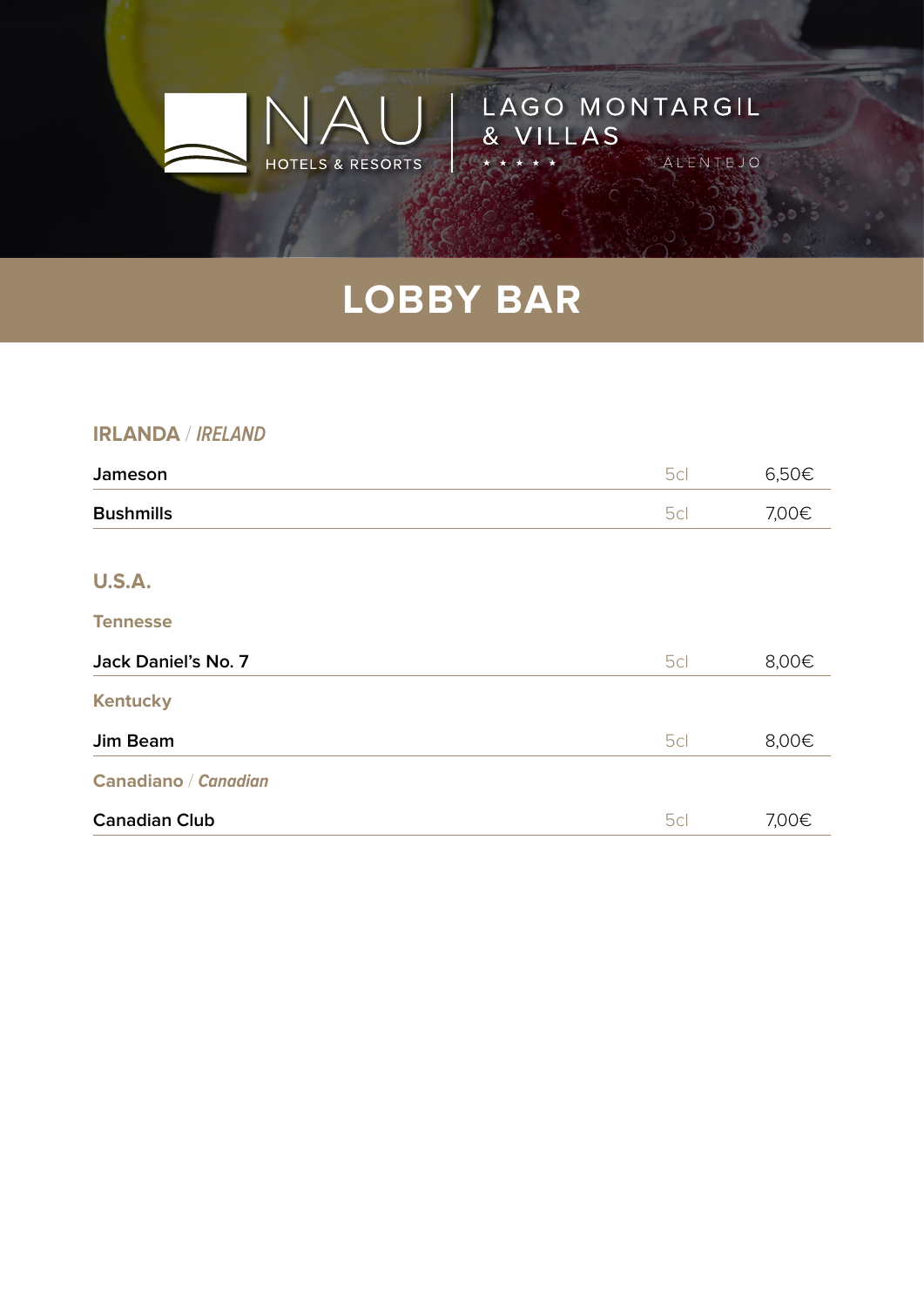NAU HOTELS & RESORTS | LAGO MONTARGIL & VILLAS ★★★★★ ALENTEJO

# LOBBY BAR

## IRLANDA / *IRELAND*

| | | |
|---|---|---|
| **Jameson** | 5cl | 6,50€ |
| **Bushmills** | 5cl | 7,00€ |

## U.S.A.

### Tennesse

| | | |
|---|---|---|
| **Jack Daniel's No. 7** | 5cl | 8,00€ |

### Kentucky

| | | |
|---|---|---|
| **Jim Beam** | 5cl | 8,00€ |

### Canadiano / *Canadian*

| | | |
|---|---|---|
| **Canadian Club** | 5cl | 7,00€ |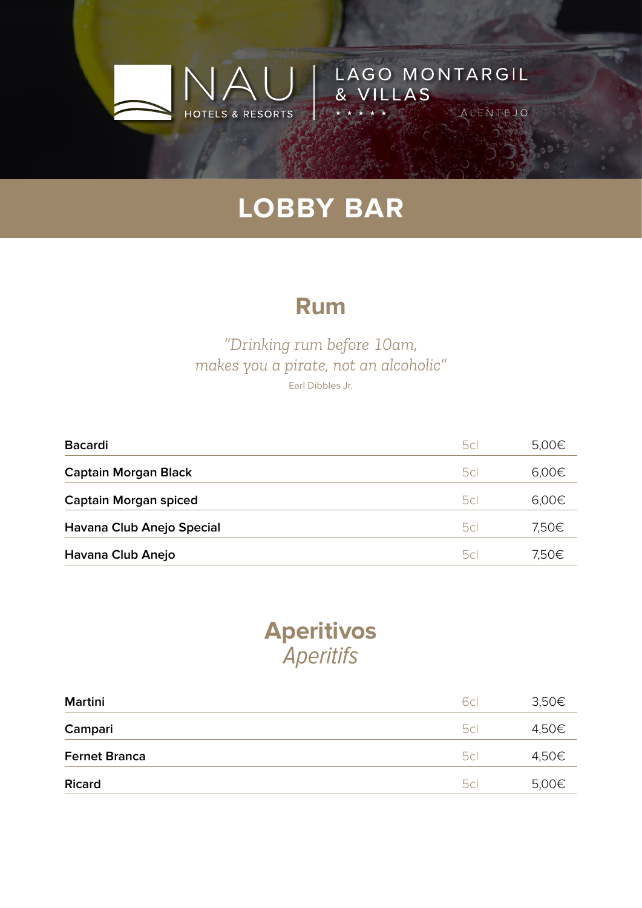NAU HOTELS & RESORTS | LAGO MONTARGIL & VILLAS ★★★★★ ALENTEJO

# LOBBY BAR

## Rum

*"Drinking rum before 10am, makes you a pirate, not an alcoholic"*

Earl Dibbles Jr.

| | | |
|---|---|---|
| **Bacardi** | 5cl | 5,00€ |
| **Captain Morgan Black** | 5cl | 6,00€ |
| **Captain Morgan spiced** | 5cl | 6,00€ |
| **Havana Club Anejo Special** | 5cl | 7,50€ |
| **Havana Club Anejo** | 5cl | 7,50€ |

## Aperitivos
*Aperitifs*

| | | |
|---|---|---|
| **Martini** | 6cl | 3,50€ |
| **Campari** | 5cl | 4,50€ |
| **Fernet Branca** | 5cl | 4,50€ |
| **Ricard** | 5cl | 5,00€ |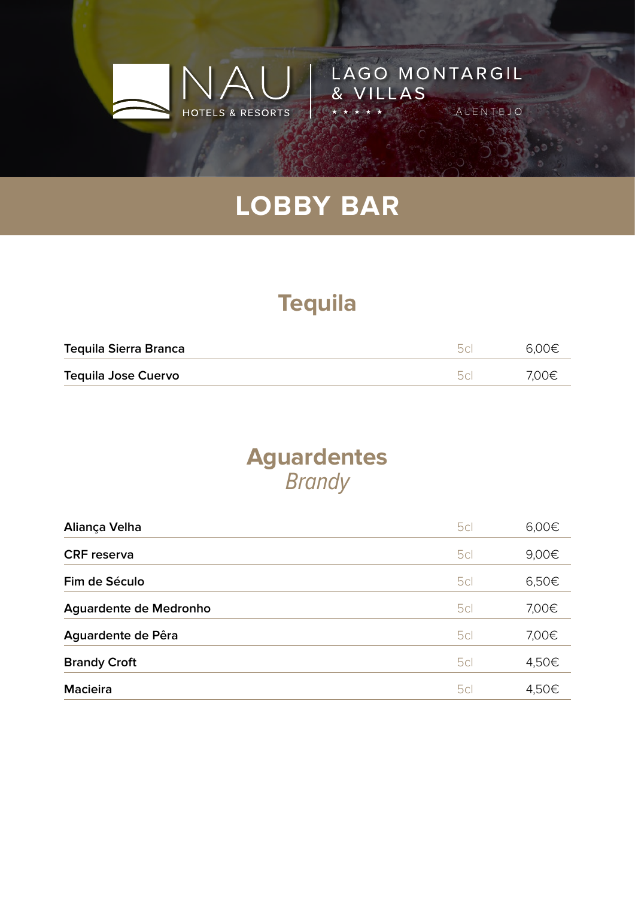NAU HOTELS & RESORTS | LAGO MONTARGIL & VILLAS ★★★★★ ALENTEJO

# LOBBY BAR

## Tequila

| | | |
|---|---|---|
| **Tequila Sierra Branca** | 5cl | 6,00€ |
| **Tequila Jose Cuervo** | 5cl | 7,00€ |

## Aguardentes
*Brandy*

| | | |
|---|---|---|
| **Aliança Velha** | 5cl | 6,00€ |
| **CRF reserva** | 5cl | 9,00€ |
| **Fim de Século** | 5cl | 6,50€ |
| **Aguardente de Medronho** | 5cl | 7,00€ |
| **Aguardente de Pêra** | 5cl | 7,00€ |
| **Brandy Croft** | 5cl | 4,50€ |
| **Macieira** | 5cl | 4,50€ |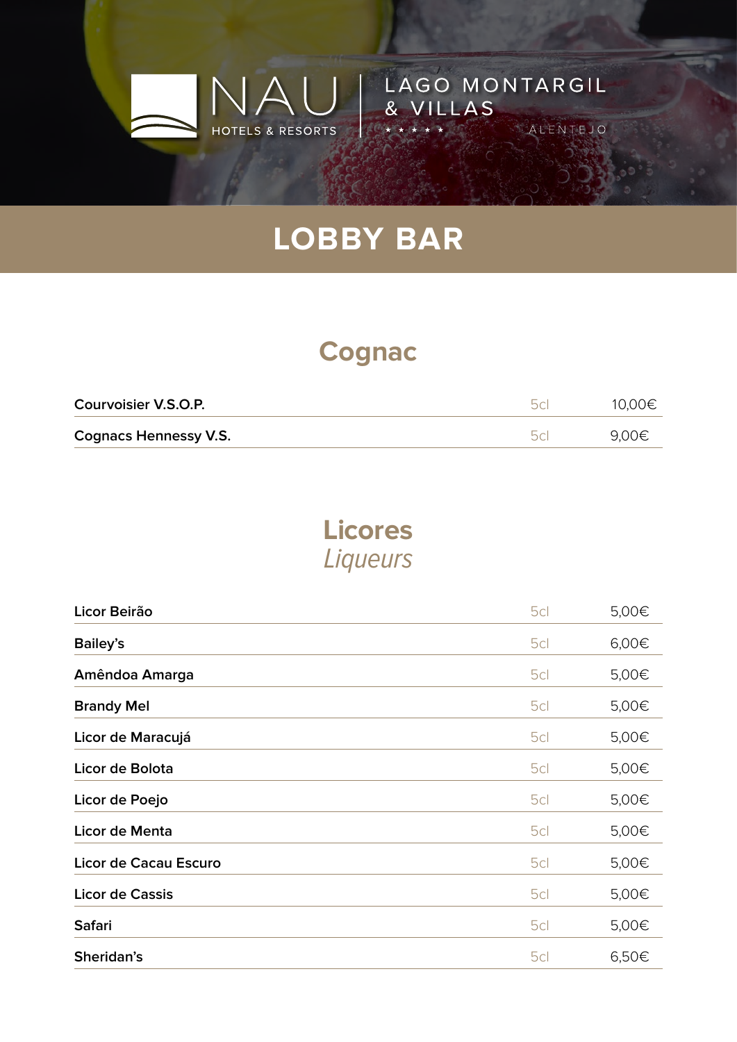NAU HOTELS & RESORTS | LAGO MONTARGIL & VILLAS ★★★★★ ALENTEJO

# LOBBY BAR

## Cognac

| | | |
|---|---|---|
| **Courvoisier V.S.O.P.** | 5cl | 10,00€ |
| **Cognacs Hennessy V.S.** | 5cl | 9,00€ |

## Licores
*Liqueurs*

| | | |
|---|---|---|
| **Licor Beirão** | 5cl | 5,00€ |
| **Bailey's** | 5cl | 6,00€ |
| **Amêndoa Amarga** | 5cl | 5,00€ |
| **Brandy Mel** | 5cl | 5,00€ |
| **Licor de Maracujá** | 5cl | 5,00€ |
| **Licor de Bolota** | 5cl | 5,00€ |
| **Licor de Poejo** | 5cl | 5,00€ |
| **Licor de Menta** | 5cl | 5,00€ |
| **Licor de Cacau Escuro** | 5cl | 5,00€ |
| **Licor de Cassis** | 5cl | 5,00€ |
| **Safari** | 5cl | 5,00€ |
| **Sheridan's** | 5cl | 6,50€ |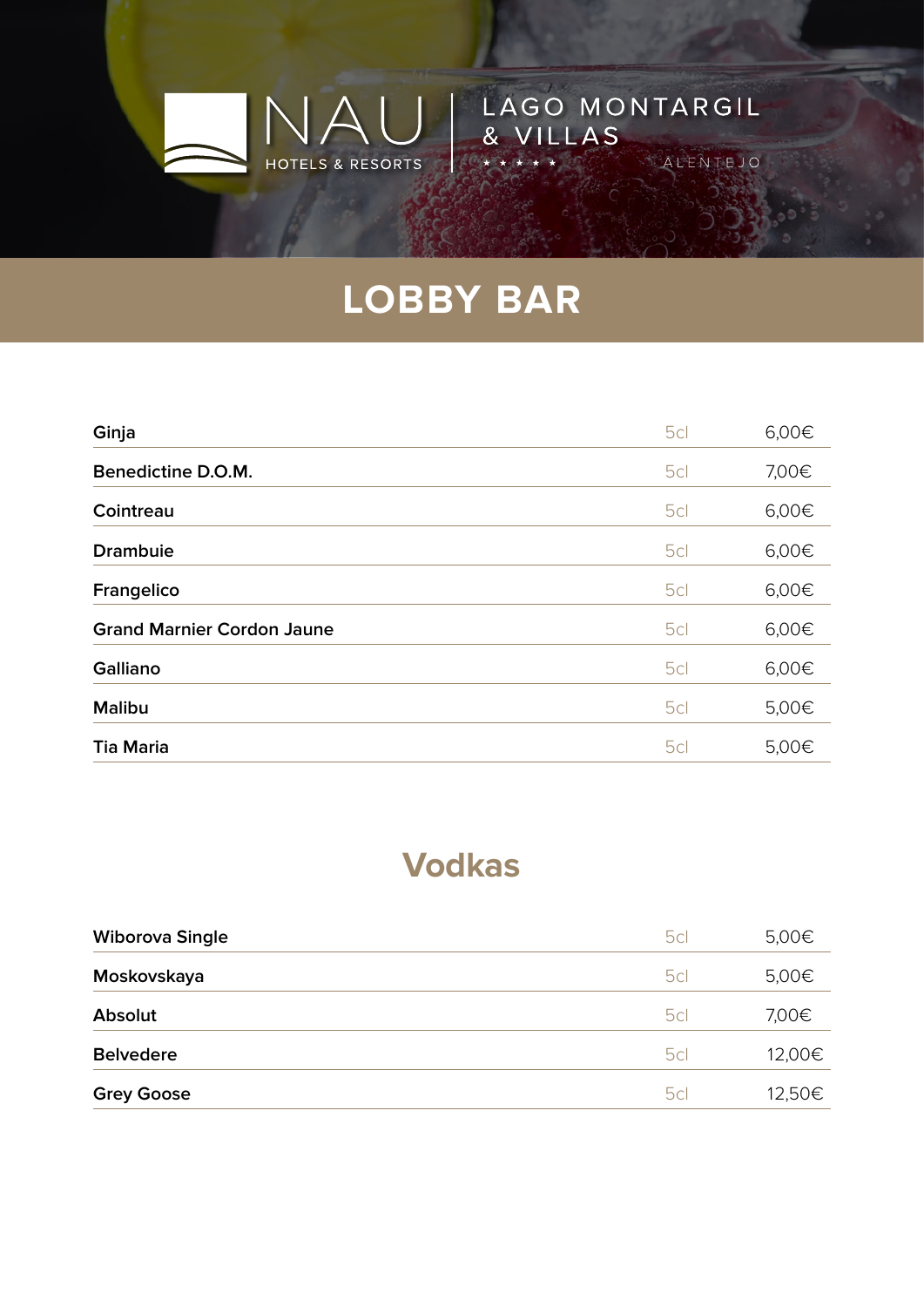NAU HOTELS & RESORTS | LAGO MONTARGIL & VILLAS ★★★★★ ALENTEJO

# LOBBY BAR

| | | |
|---|---|---|
| Ginja | 5cl | 6,00€ |
| Benedictine D.O.M. | 5cl | 7,00€ |
| Cointreau | 5cl | 6,00€ |
| Drambuie | 5cl | 6,00€ |
| Frangelico | 5cl | 6,00€ |
| Grand Marnier Cordon Jaune | 5cl | 6,00€ |
| Galliano | 5cl | 6,00€ |
| Malibu | 5cl | 5,00€ |
| Tia Maria | 5cl | 5,00€ |

## Vodkas

| | | |
|---|---|---|
| Wiborova Single | 5cl | 5,00€ |
| Moskovskaya | 5cl | 5,00€ |
| Absolut | 5cl | 7,00€ |
| Belvedere | 5cl | 12,00€ |
| Grey Goose | 5cl | 12,50€ |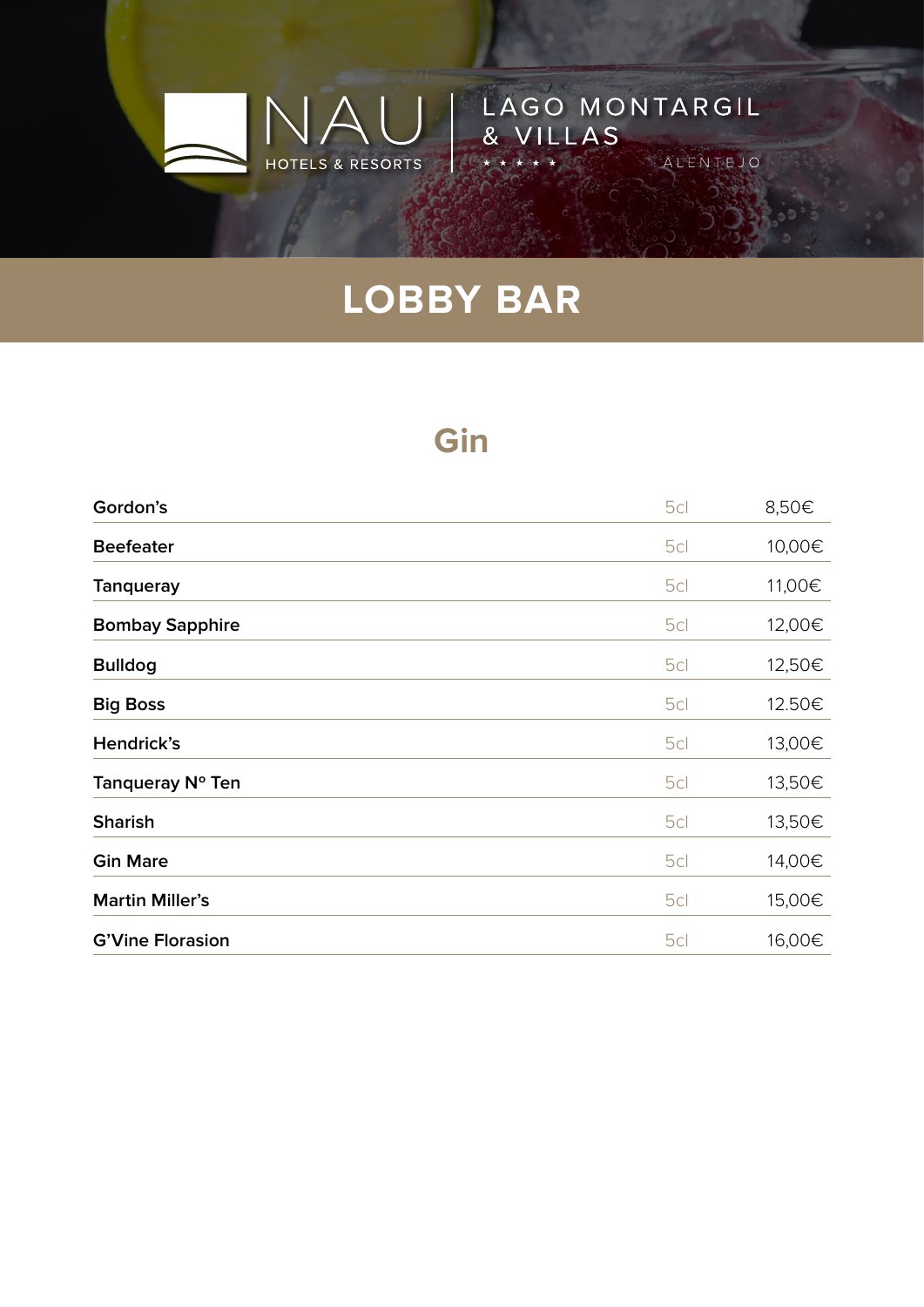NAU HOTELS & RESORTS | LAGO MONTARGIL & VILLAS ★★★★★ ALENTEJO

# LOBBY BAR

## Gin

| | | |
|---|---|---|
| **Gordon's** | 5cl | 8,50€ |
| **Beefeater** | 5cl | 10,00€ |
| **Tanqueray** | 5cl | 11,00€ |
| **Bombay Sapphire** | 5cl | 12,00€ |
| **Bulldog** | 5cl | 12,50€ |
| **Big Boss** | 5cl | 12.50€ |
| **Hendrick's** | 5cl | 13,00€ |
| **Tanqueray Nº Ten** | 5cl | 13,50€ |
| **Sharish** | 5cl | 13,50€ |
| **Gin Mare** | 5cl | 14,00€ |
| **Martin Miller's** | 5cl | 15,00€ |
| **G'Vine Florasion** | 5cl | 16,00€ |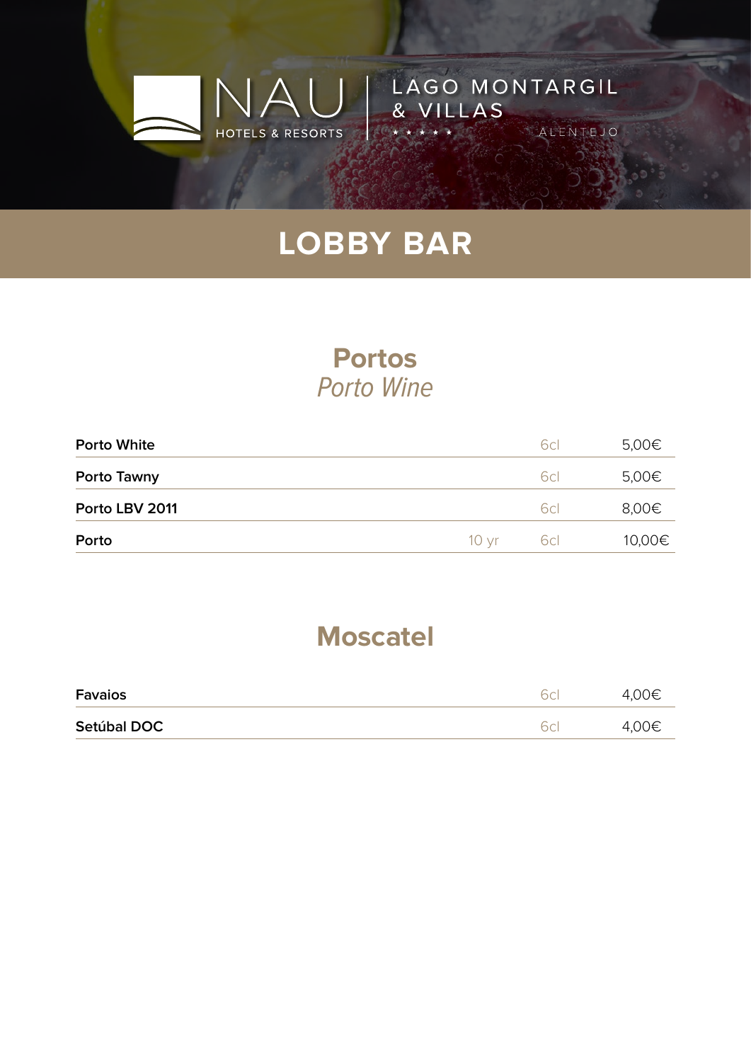NAU
HOTELS & RESORTS

LAGO MONTARGIL & VILLAS
★ ★ ★ ★ ★
ALENTEJO

# LOBBY BAR

## Portos
*Porto Wine*

| | | | |
|---|---|---|---|
| **Porto White** | | 6cl | 5,00€ |
| **Porto Tawny** | | 6cl | 5,00€ |
| **Porto LBV 2011** | | 6cl | 8,00€ |
| **Porto** | 10 yr | 6cl | 10,00€ |

## Moscatel

| | | |
|---|---|---|
| **Favaios** | 6cl | 4,00€ |
| **Setúbal DOC** | 6cl | 4,00€ |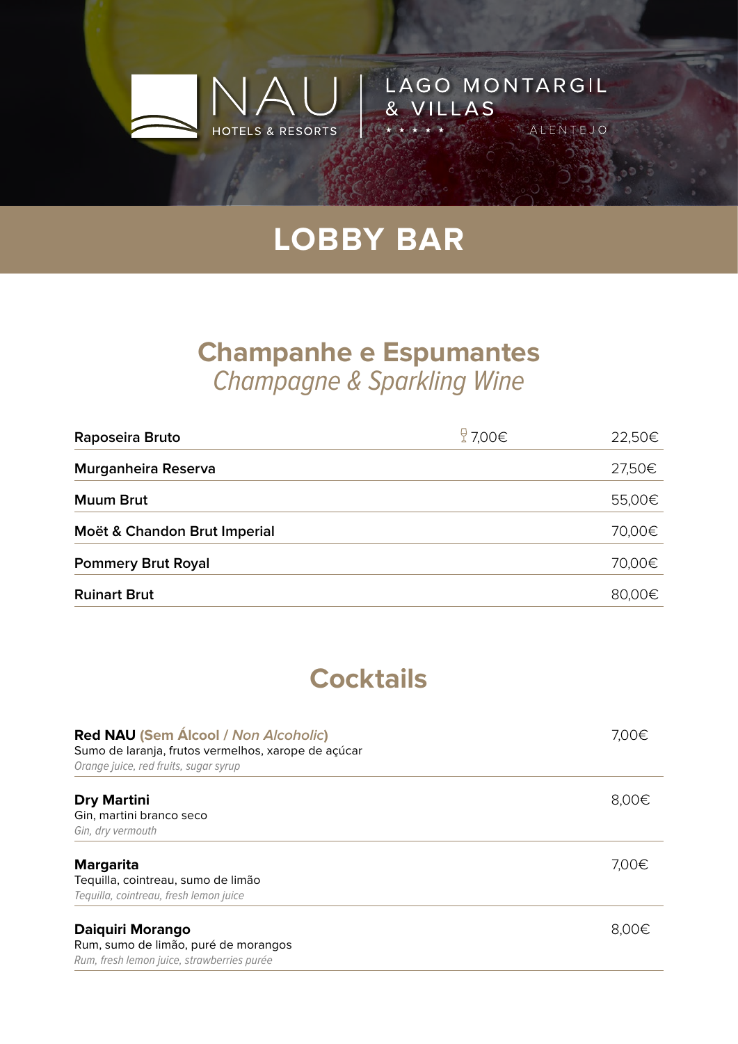NAU HOTELS & RESORTS | LAGO MONTARGIL & VILLAS ★★★★★ ALENTEJO

# LOBBY BAR

## Champanhe e Espumantes
*Champagne & Sparkling Wine*

| | | |
|---|---|---|
| **Raposeira Bruto** | 🍷 7,00€ | 22,50€ |
| **Murganheira Reserva** | | 27,50€ |
| **Muum Brut** | | 55,00€ |
| **Moët & Chandon Brut Imperial** | | 70,00€ |
| **Pommery Brut Royal** | | 70,00€ |
| **Ruinart Brut** | | 80,00€ |

## Cocktails

**Red NAU (Sem Álcool / *Non Alcoholic*)** — 7,00€
Sumo de laranja, frutos vermelhos, xarope de açúcar
*Orange juice, red fruits, sugar syrup*

**Dry Martini** — 8,00€
Gin, martini branco seco
*Gin, dry vermouth*

**Margarita** — 7,00€
Tequilla, cointreau, sumo de limão
*Tequilla, cointreau, fresh lemon juice*

**Daiquiri Morango** — 8,00€
Rum, sumo de limão, puré de morangos
*Rum, fresh lemon juice, strawberries purée*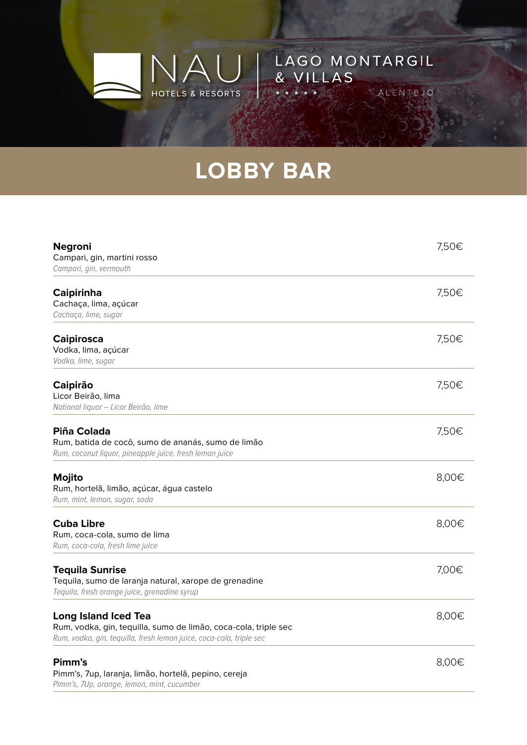NAU HOTELS & RESORTS | LAGO MONTARGIL & VILLAS ★★★★★ ALENTEJO

# LOBBY BAR

**Negroni** 7,50€
Campari, gin, martini rosso
*Campari, gin, vermouth*

---

**Caipirinha** 7,50€
Cachaça, lima, açúcar
*Cachaça, lime, sugar*

---

**Caipirosca** 7,50€
Vodka, lima, açúcar
*Vodka, lime, sugar*

---

**Caipirão** 7,50€
Licor Beirão, lima
*National liquor – Licor Beirão, lime*

---

**Piña Colada** 7,50€
Rum, batida de cocô, sumo de ananás, sumo de limão
*Rum, coconut liquor, pineapple juice, fresh lemon juice*

---

**Mojito** 8,00€
Rum, hortelã, limão, açúcar, água castelo
*Rum, mint, lemon, sugar, soda*

---

**Cuba Libre** 8,00€
Rum, coca-cola, sumo de lima
*Rum, coca-cola, fresh lime juice*

---

**Tequila Sunrise** 7,00€
Tequila, sumo de laranja natural, xarope de grenadine
*Tequila, fresh orange juice, grenadine syrup*

---

**Long Island Iced Tea** 8,00€
Rum, vodka, gin, tequilla, sumo de limão, coca-cola, triple sec
*Rum, vodka, gin, tequilla, fresh lemon juice, coca-cola, triple sec*

---

**Pimm's** 8,00€
Pimm's, 7up, laranja, limão, hortelã, pepino, cereja
*Pimm's, 7Up, orange, lemon, mint, cucumber*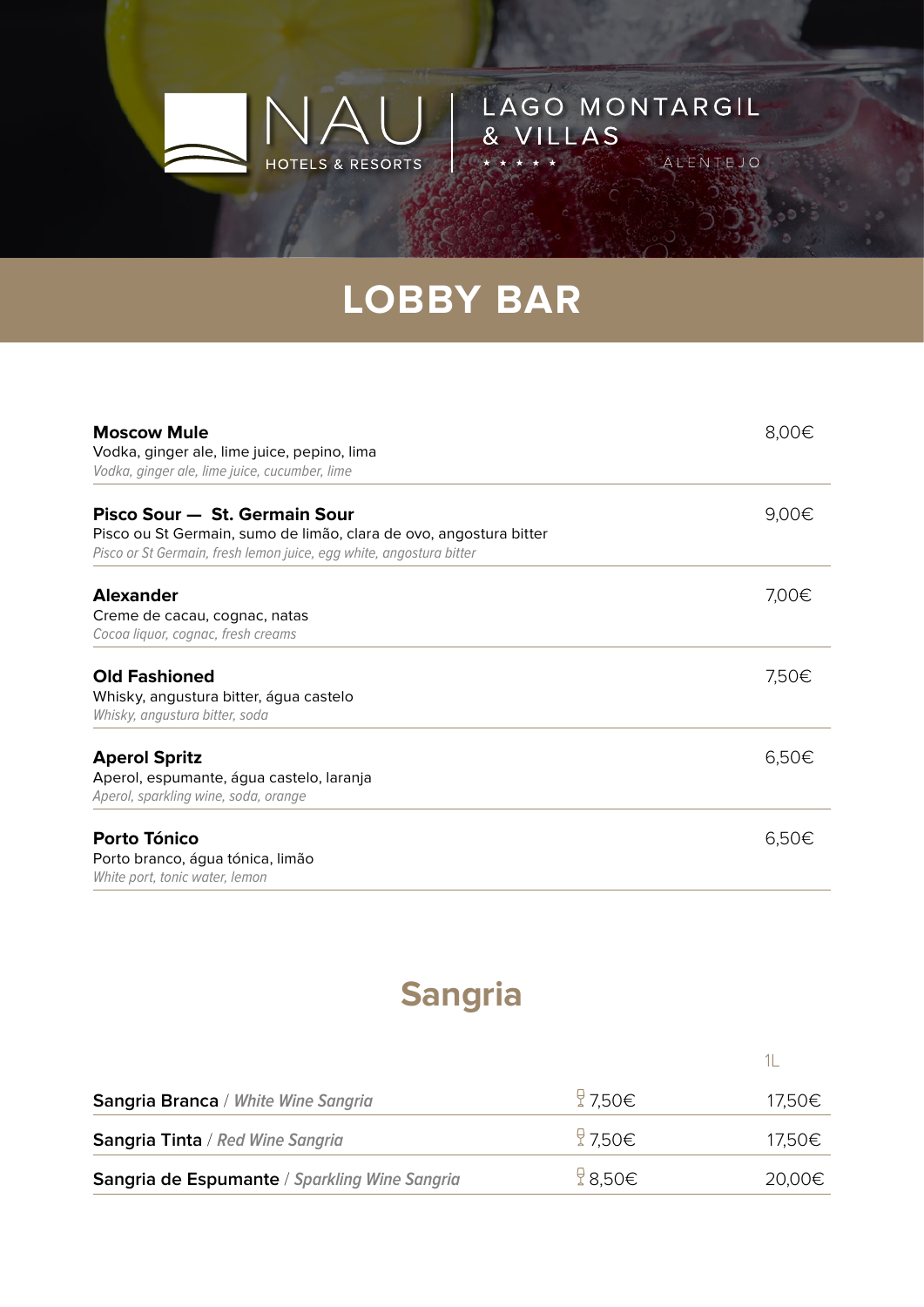NAU HOTELS & RESORTS | LAGO MONTARGIL & VILLAS ★★★★★ ALENTEJO

# LOBBY BAR

**Moscow Mule** — 8,00€
Vodka, ginger ale, lime juice, pepino, lima
*Vodka, ginger ale, lime juice, cucumber, lime*

**Pisco Sour — St. Germain Sour** — 9,00€
Pisco ou St Germain, sumo de limão, clara de ovo, angostura bitter
*Pisco or St Germain, fresh lemon juice, egg white, angostura bitter*

**Alexander** — 7,00€
Creme de cacau, cognac, natas
*Cocoa liquor, cognac, fresh creams*

**Old Fashioned** — 7,50€
Whisky, angustura bitter, água castelo
*Whisky, angustura bitter, soda*

**Aperol Spritz** — 6,50€
Aperol, espumante, água castelo, laranja
*Aperol, sparkling wine, soda, orange*

**Porto Tónico** — 6,50€
Porto branco, água tónica, limão
*White port, tonic water, lemon*

## Sangria

| | Copo | 1L |
|---|---|---|
| **Sangria Branca** / *White Wine Sangria* | 7,50€ | 17,50€ |
| **Sangria Tinta** / *Red Wine Sangria* | 7,50€ | 17,50€ |
| **Sangria de Espumante** / *Sparkling Wine Sangria* | 8,50€ | 20,00€ |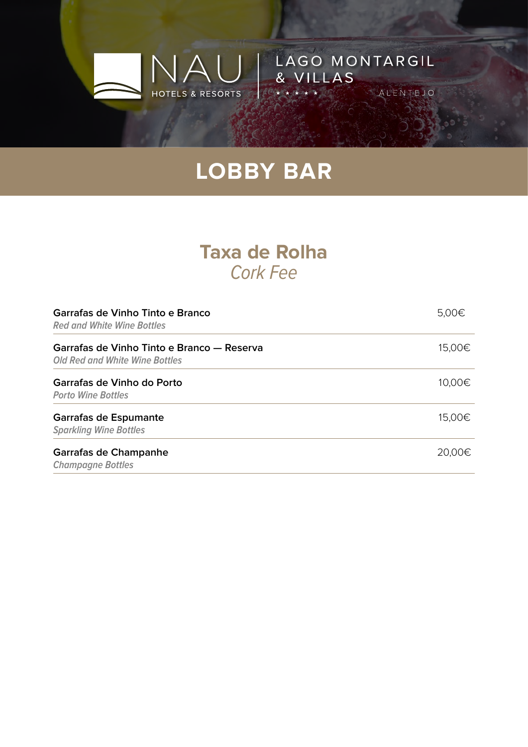NAU HOTELS & RESORTS | LAGO MONTARGIL & VILLAS ★★★★★ ALENTEJO

# LOBBY BAR

## Taxa de Rolha
*Cork Fee*

| Item | Preço |
|---|---|
| **Garrafas de Vinho Tinto e Branco**<br>*Red and White Wine Bottles* | 5,00€ |
| **Garrafas de Vinho Tinto e Branco — Reserva**<br>*Old Red and White Wine Bottles* | 15,00€ |
| **Garrafas de Vinho do Porto**<br>*Porto Wine Bottles* | 10,00€ |
| **Garrafas de Espumante**<br>*Sparkling Wine Bottles* | 15,00€ |
| **Garrafas de Champanhe**<br>*Champagne Bottles* | 20,00€ |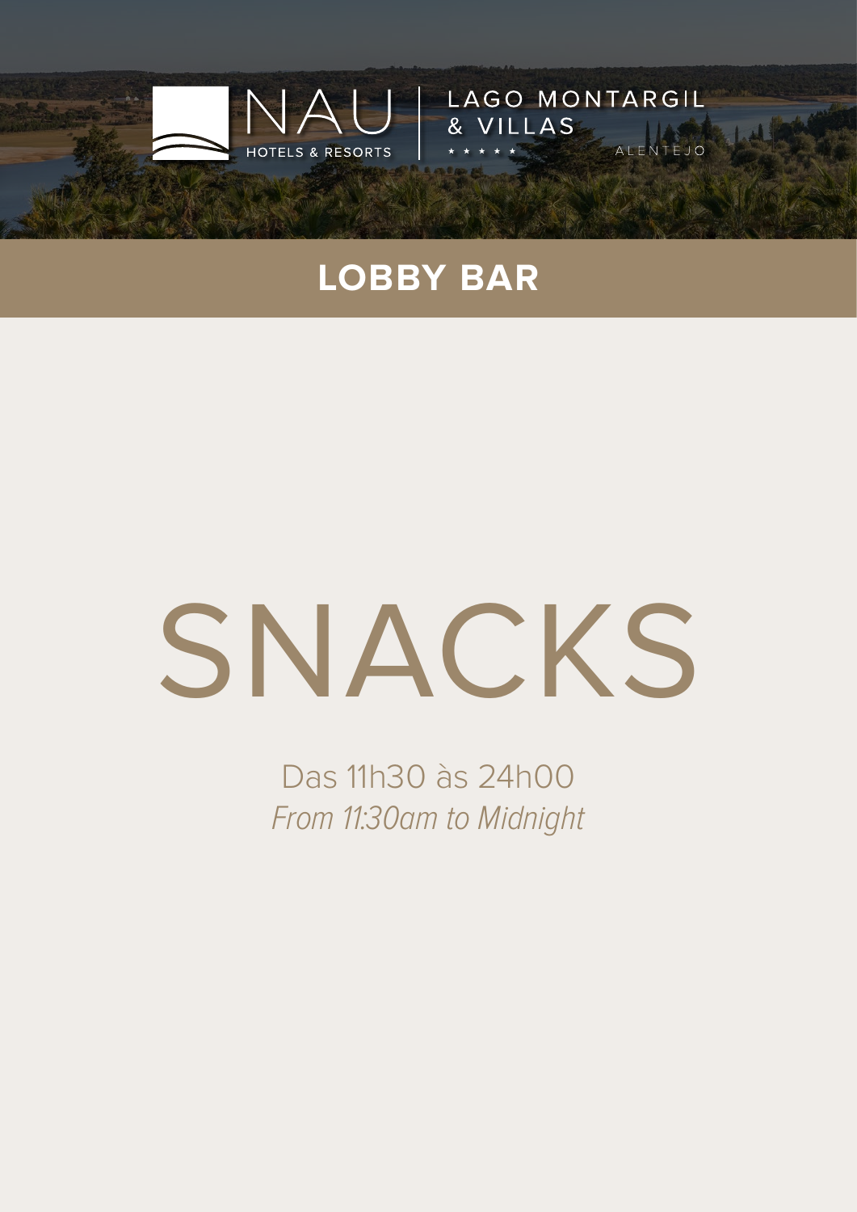NAU HOTELS & RESORTS | LAGO MONTARGIL & VILLAS ★★★★★ ALENTEJO

# LOBBY BAR

# SNACKS

Das 11h30 às 24h00

*From 11:30am to Midnight*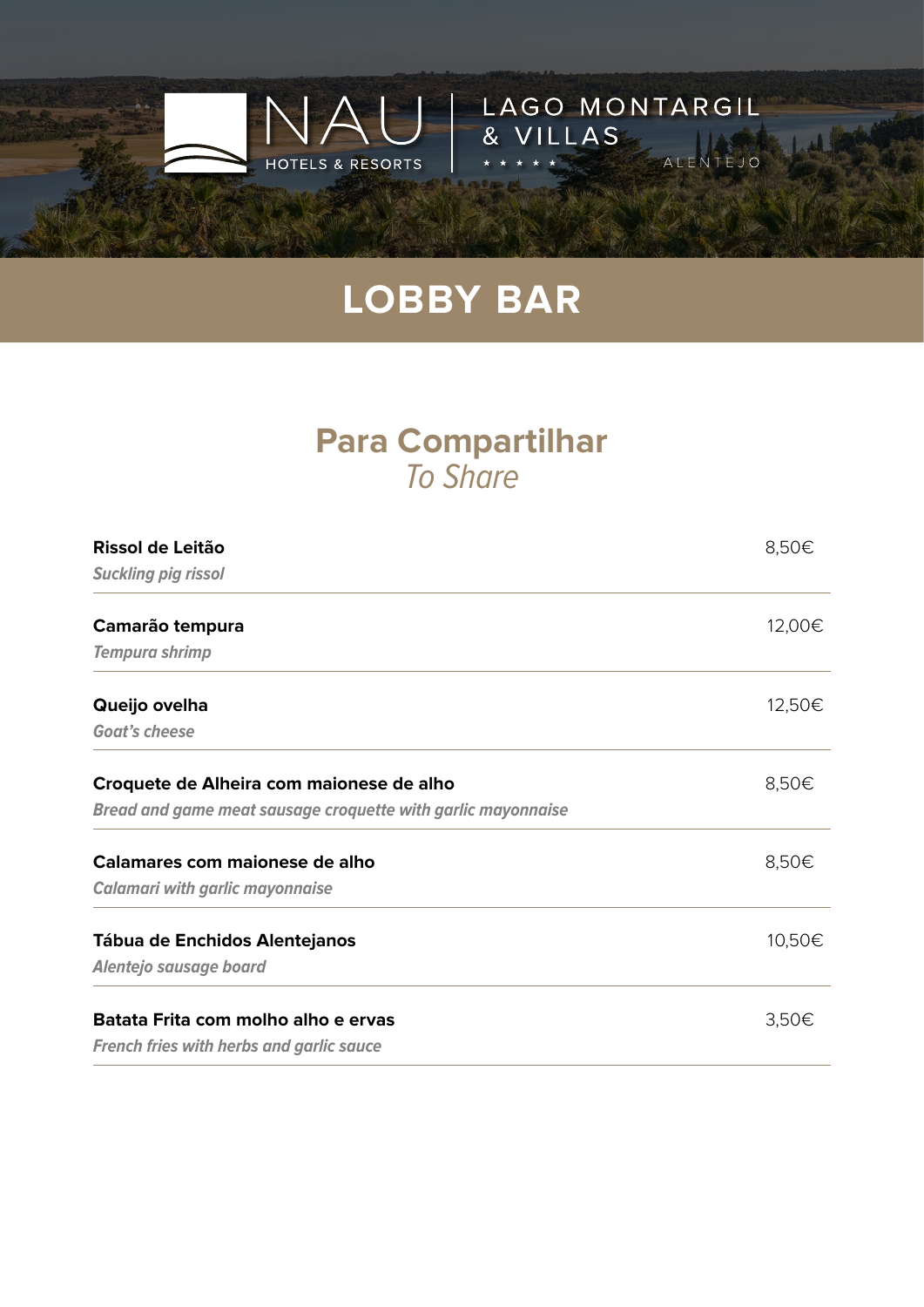NAU HOTELS & RESORTS | LAGO MONTARGIL & VILLAS ★★★★★ ALENTEJO

# LOBBY BAR

## Para Compartilhar
*To Share*

| Item | Preço |
| --- | --- |
| **Rissol de Leitão**<br>***Suckling pig rissol*** | 8,50€ |
| **Camarão tempura**<br>***Tempura shrimp*** | 12,00€ |
| **Queijo ovelha**<br>***Goat's cheese*** | 12,50€ |
| **Croquete de Alheira com maionese de alho**<br>***Bread and game meat sausage croquette with garlic mayonnaise*** | 8,50€ |
| **Calamares com maionese de alho**<br>***Calamari with garlic mayonnaise*** | 8,50€ |
| **Tábua de Enchidos Alentejanos**<br>***Alentejo sausage board*** | 10,50€ |
| **Batata Frita com molho alho e ervas**<br>***French fries with herbs and garlic sauce*** | 3,50€ |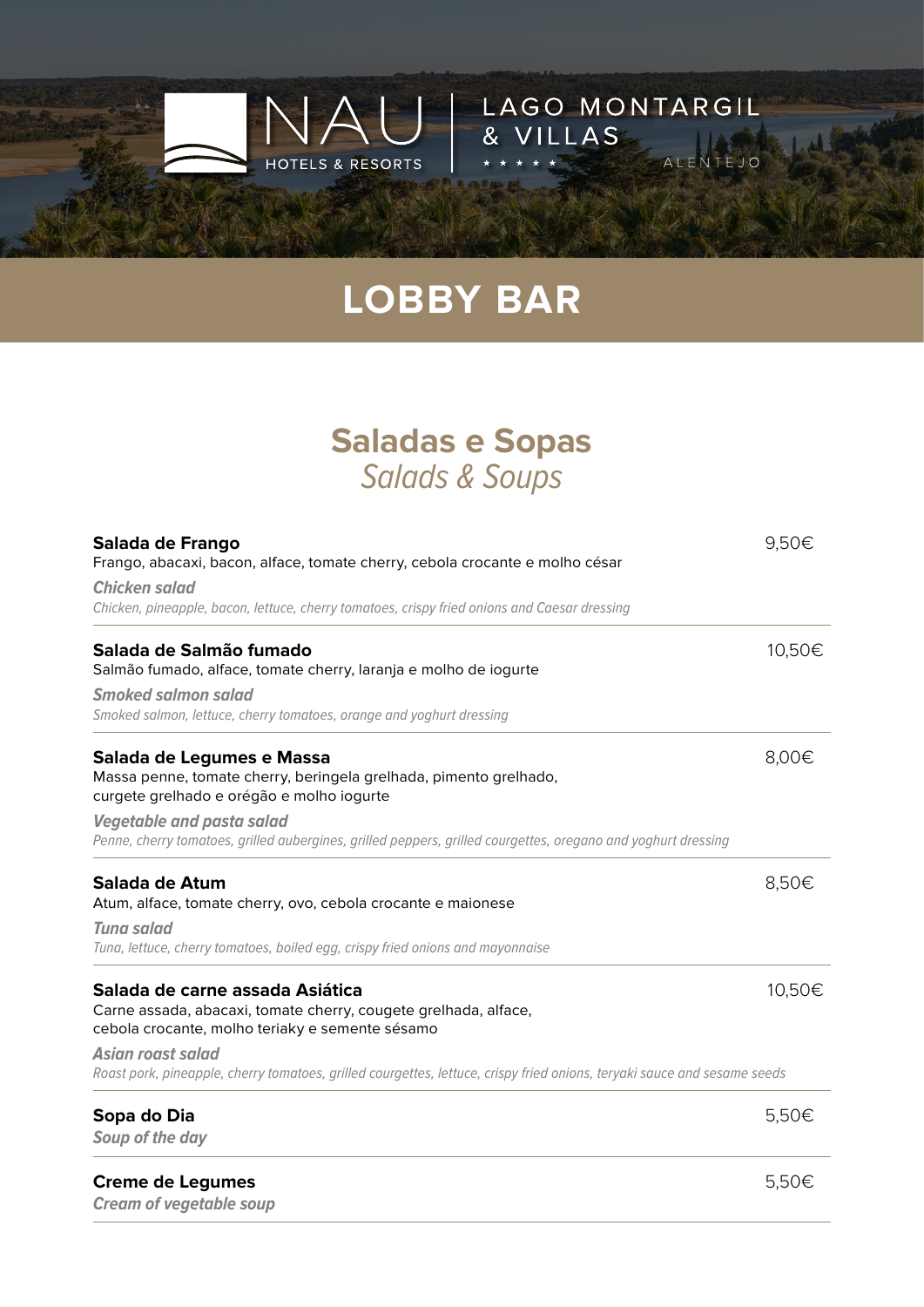NAU HOTELS & RESORTS | LAGO MONTARGIL & VILLAS ★★★★★ ALENTEJO

# LOBBY BAR

## Saladas e Sopas
*Salads & Soups*

**Salada de Frango** — 9,50€
Frango, abacaxi, bacon, alface, tomate cherry, cebola crocante e molho césar

***Chicken salad***
*Chicken, pineapple, bacon, lettuce, cherry tomatoes, crispy fried onions and Caesar dressing*

---

**Salada de Salmão fumado** — 10,50€
Salmão fumado, alface, tomate cherry, laranja e molho de iogurte

***Smoked salmon salad***
*Smoked salmon, lettuce, cherry tomatoes, orange and yoghurt dressing*

---

**Salada de Legumes e Massa** — 8,00€
Massa penne, tomate cherry, beringela grelhada, pimento grelhado, curgete grelhado e orégão e molho iogurte

***Vegetable and pasta salad***
*Penne, cherry tomatoes, grilled aubergines, grilled peppers, grilled courgettes, oregano and yoghurt dressing*

---

**Salada de Atum** — 8,50€
Atum, alface, tomate cherry, ovo, cebola crocante e maionese

***Tuna salad***
*Tuna, lettuce, cherry tomatoes, boiled egg, crispy fried onions and mayonnaise*

---

**Salada de carne assada Asiática** — 10,50€
Carne assada, abacaxi, tomate cherry, cougete grelhada, alface, cebola crocante, molho teriaky e semente sésamo

***Asian roast salad***
*Roast pork, pineapple, cherry tomatoes, grilled courgettes, lettuce, crispy fried onions, teryaki sauce and sesame seeds*

---

**Sopa do Dia** — 5,50€
***Soup of the day***

---

**Creme de Legumes** — 5,50€
***Cream of vegetable soup***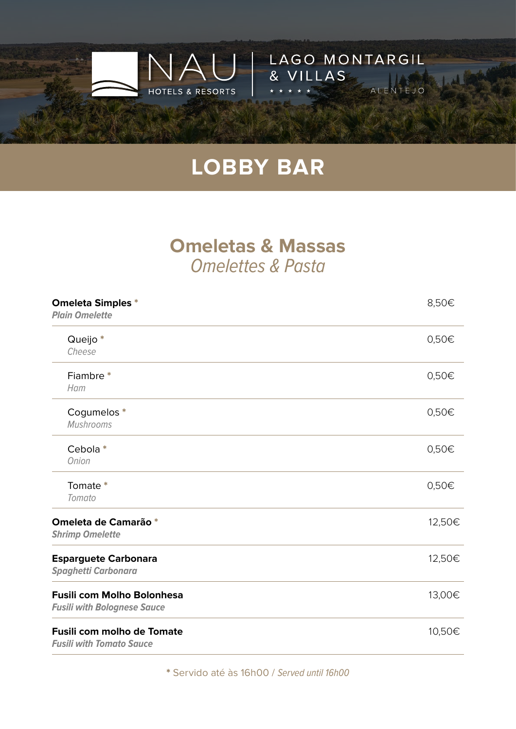NAU HOTELS & RESORTS | LAGO MONTARGIL & VILLAS ★★★★★ ALENTEJO

# LOBBY BAR

## Omeletas & Massas
*Omelettes & Pasta*

| Item | Price |
|---|---|
| **Omeleta Simples** * <br> ***Plain Omelette*** | 8,50€ |
| Queijo * <br> *Cheese* | 0,50€ |
| Fiambre * <br> *Ham* | 0,50€ |
| Cogumelos * <br> *Mushrooms* | 0,50€ |
| Cebola * <br> *Onion* | 0,50€ |
| Tomate * <br> *Tomato* | 0,50€ |
| **Omeleta de Camarão** * <br> ***Shrimp Omelette*** | 12,50€ |
| **Esparguete Carbonara** <br> ***Spaghetti Carbonara*** | 12,50€ |
| **Fusili com Molho Bolonhesa** <br> ***Fusili with Bolognese Sauce*** | 13,00€ |
| **Fusili com molho de Tomate** <br> ***Fusili with Tomato Sauce*** | 10,50€ |

* Servido até às 16h00 / *Served until 16h00*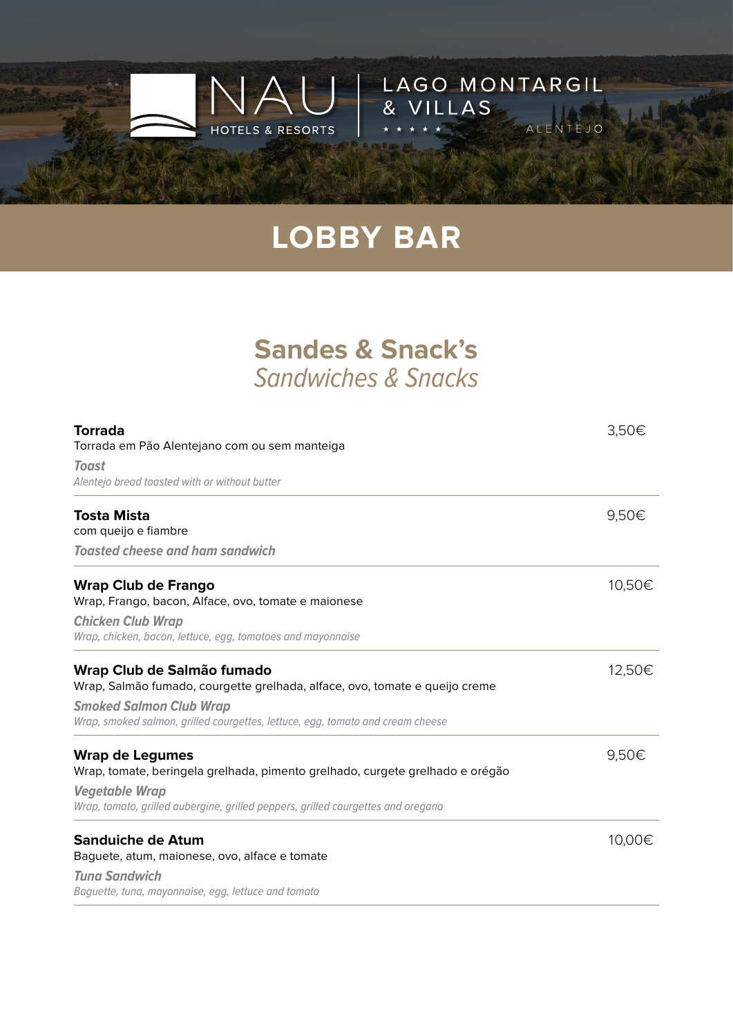NAU HOTELS & RESORTS | LAGO MONTARGIL & VILLAS ★★★★★ ALENTEJO

# LOBBY BAR

## Sandes & Snack's
*Sandwiches & Snacks*

**Torrada** — 3,50€
Torrada em Pão Alentejano com ou sem manteiga
***Toast***
*Alentejo bread toasted with or without butter*

---

**Tosta Mista** — 9,50€
com queijo e fiambre
***Toasted cheese and ham sandwich***

---

**Wrap Club de Frango** — 10,50€
Wrap, Frango, bacon, Alface, ovo, tomate e maionese
***Chicken Club Wrap***
*Wrap, chicken, bacon, lettuce, egg, tomatoes and mayonnaise*

---

**Wrap Club de Salmão fumado** — 12,50€
Wrap, Salmão fumado, courgette grelhada, alface, ovo, tomate e queijo creme
***Smoked Salmon Club Wrap***
*Wrap, smoked salmon, grilled courgettes, lettuce, egg, tomato and cream cheese*

---

**Wrap de Legumes** — 9,50€
Wrap, tomate, beringela grelhada, pimento grelhado, curgete grelhado e orégão
***Vegetable Wrap***
*Wrap, tomato, grilled aubergine, grilled peppers, grilled courgettes and oregano*

---

**Sanduiche de Atum** — 10,00€
Baguete, atum, maionese, ovo, alface e tomate
***Tuna Sandwich***
*Baguette, tuna, mayonnaise, egg, lettuce and tomato*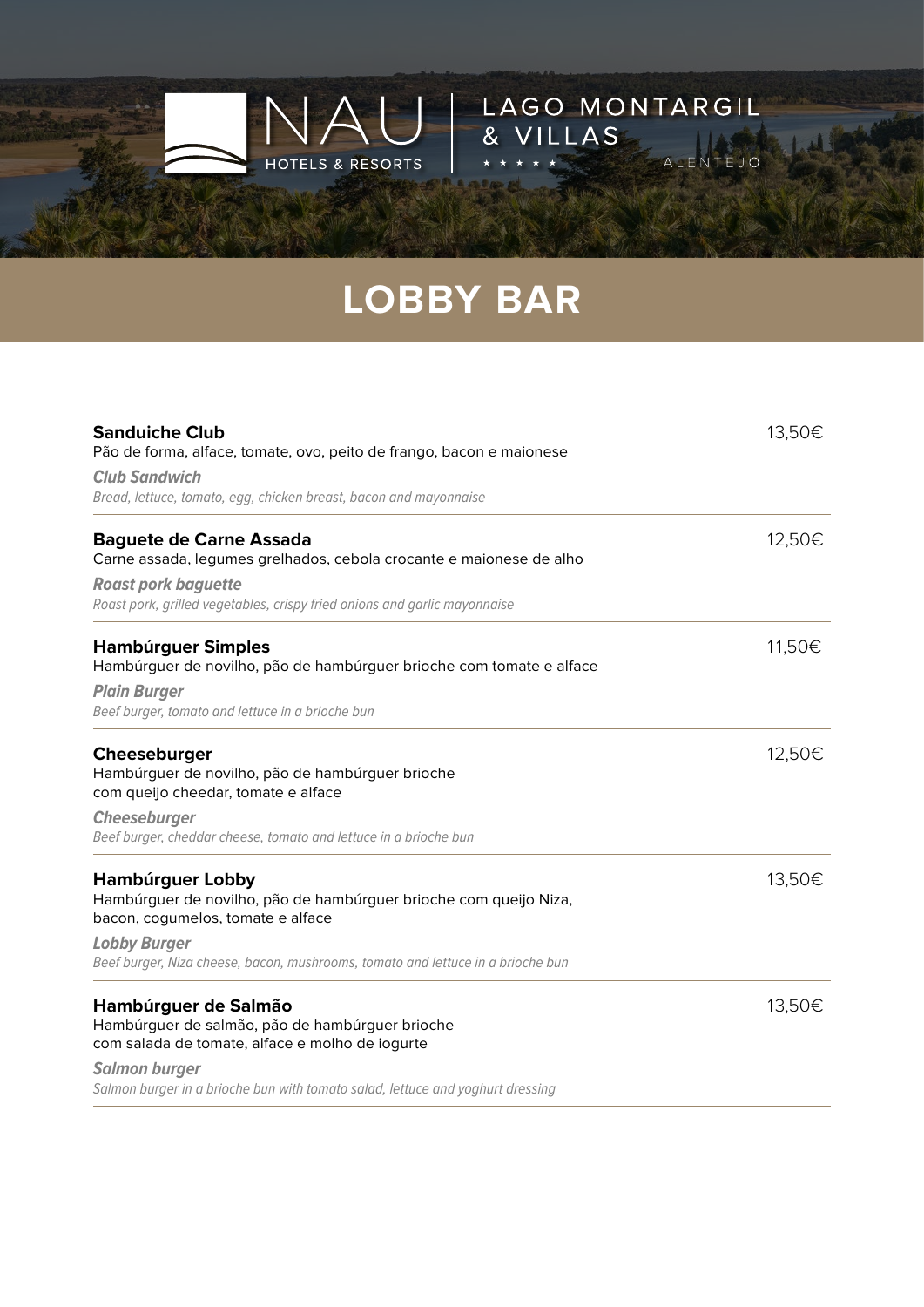NAU HOTELS & RESORTS | LAGO MONTARGIL & VILLAS ★★★★★ ALENTEJO

# LOBBY BAR

**Sanduiche Club** — 13,50€
Pão de forma, alface, tomate, ovo, peito de frango, bacon e maionese

***Club Sandwich***
*Bread, lettuce, tomato, egg, chicken breast, bacon and mayonnaise*

---

**Baguete de Carne Assada** — 12,50€
Carne assada, legumes grelhados, cebola crocante e maionese de alho

***Roast pork baguette***
*Roast pork, grilled vegetables, crispy fried onions and garlic mayonnaise*

---

**Hambúrguer Simples** — 11,50€
Hambúrguer de novilho, pão de hambúrguer brioche com tomate e alface

***Plain Burger***
*Beef burger, tomato and lettuce in a brioche bun*

---

**Cheeseburger** — 12,50€
Hambúrguer de novilho, pão de hambúrguer brioche com queijo cheedar, tomate e alface

***Cheeseburger***
*Beef burger, cheddar cheese, tomato and lettuce in a brioche bun*

---

**Hambúrguer Lobby** — 13,50€
Hambúrguer de novilho, pão de hambúrguer brioche com queijo Niza, bacon, cogumelos, tomate e alface

***Lobby Burger***
*Beef burger, Niza cheese, bacon, mushrooms, tomato and lettuce in a brioche bun*

---

**Hambúrguer de Salmão** — 13,50€
Hambúrguer de salmão, pão de hambúrguer brioche com salada de tomate, alface e molho de iogurte

***Salmon burger***
*Salmon burger in a brioche bun with tomato salad, lettuce and yoghurt dressing*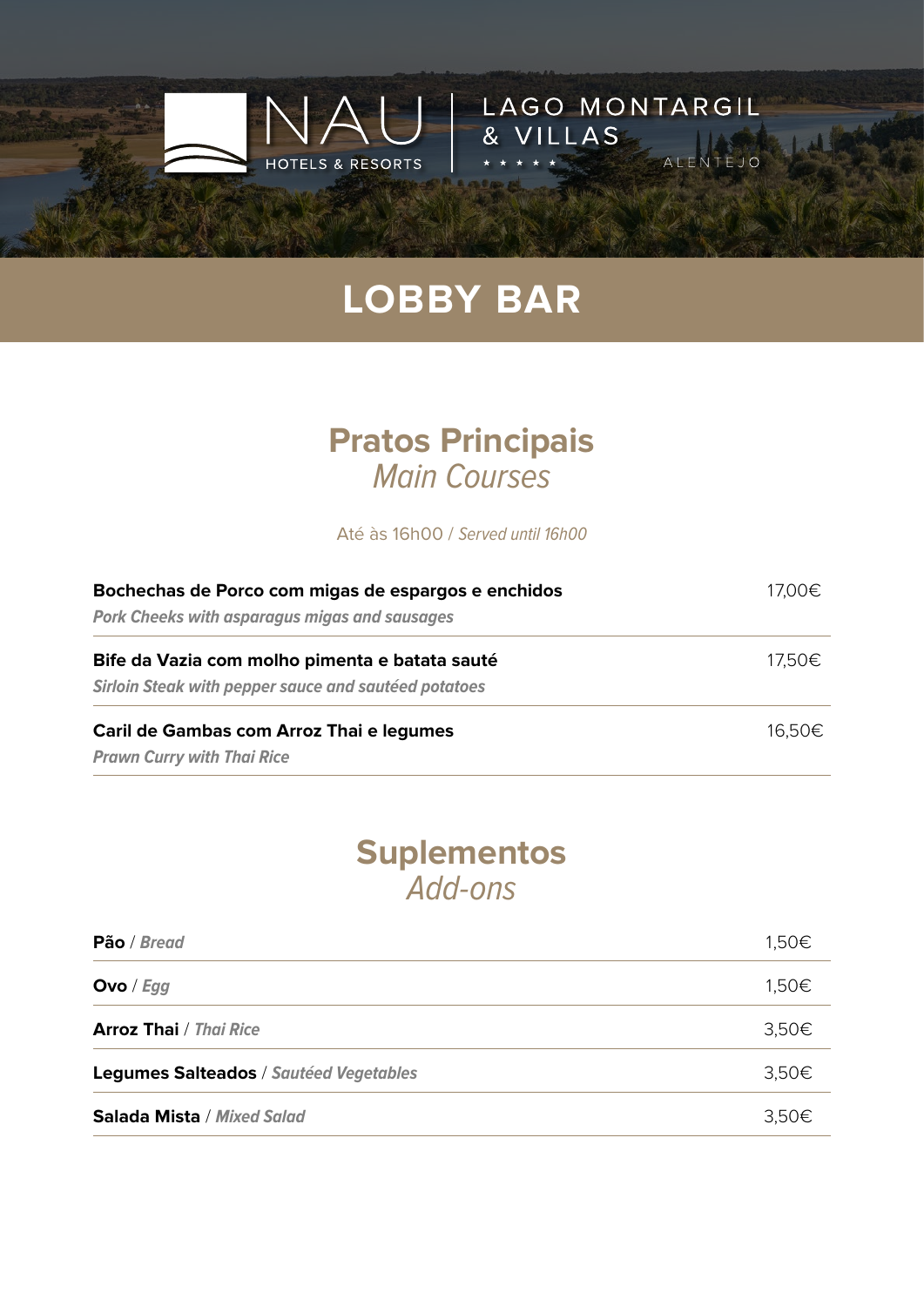NAU HOTELS & RESORTS | LAGO MONTARGIL & VILLAS ★★★★★ ALENTEJO

# LOBBY BAR

## Pratos Principais
*Main Courses*

Até às 16h00 / *Served until 16h00*

| | |
|---|---|
| **Bochechas de Porco com migas de espargos e enchidos**<br>***Pork Cheeks with asparagus migas and sausages*** | 17,00€ |
| **Bife da Vazia com molho pimenta e batata sauté**<br>***Sirloin Steak with pepper sauce and sautéed potatoes*** | 17,50€ |
| **Caril de Gambas com Arroz Thai e legumes**<br>***Prawn Curry with Thai Rice*** | 16,50€ |

## Suplementos
*Add-ons*

| | |
|---|---|
| **Pão** / ***Bread*** | 1,50€ |
| **Ovo** / ***Egg*** | 1,50€ |
| **Arroz Thai** / ***Thai Rice*** | 3,50€ |
| **Legumes Salteados** / ***Sautéed Vegetables*** | 3,50€ |
| **Salada Mista** / ***Mixed Salad*** | 3,50€ |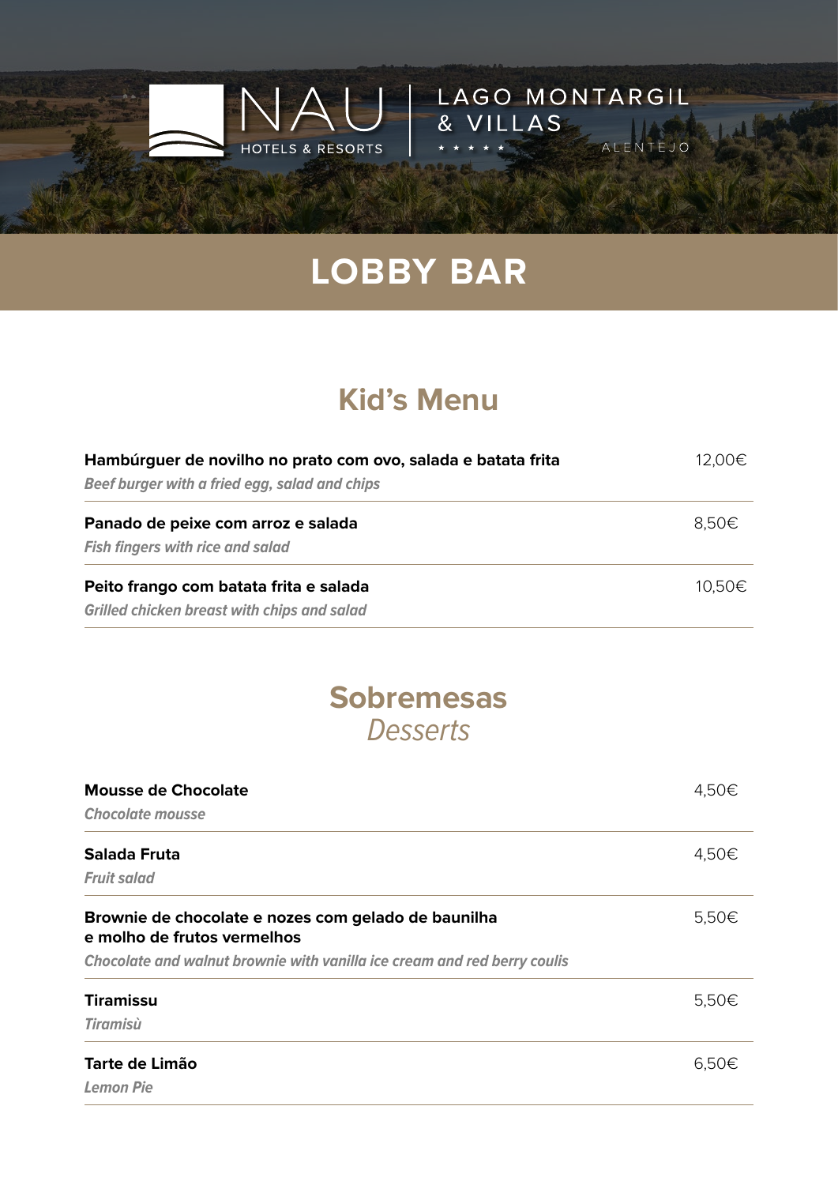NAU HOTELS & RESORTS | LAGO MONTARGIL & VILLAS ★★★★★ ALENTEJO

# LOBBY BAR

## Kid's Menu

**Hambúrguer de novilho no prato com ovo, salada e batata frita** — 12,00€
*Beef burger with a fried egg, salad and chips*

**Panado de peixe com arroz e salada** — 8,50€
*Fish fingers with rice and salad*

**Peito frango com batata frita e salada** — 10,50€
*Grilled chicken breast with chips and salad*

## Sobremesas
*Desserts*

**Mousse de Chocolate** — 4,50€
*Chocolate mousse*

**Salada Fruta** — 4,50€
*Fruit salad*

**Brownie de chocolate e nozes com gelado de baunilha e molho de frutos vermelhos** — 5,50€
*Chocolate and walnut brownie with vanilla ice cream and red berry coulis*

**Tiramissu** — 5,50€
*Tiramisù*

**Tarte de Limão** — 6,50€
*Lemon Pie*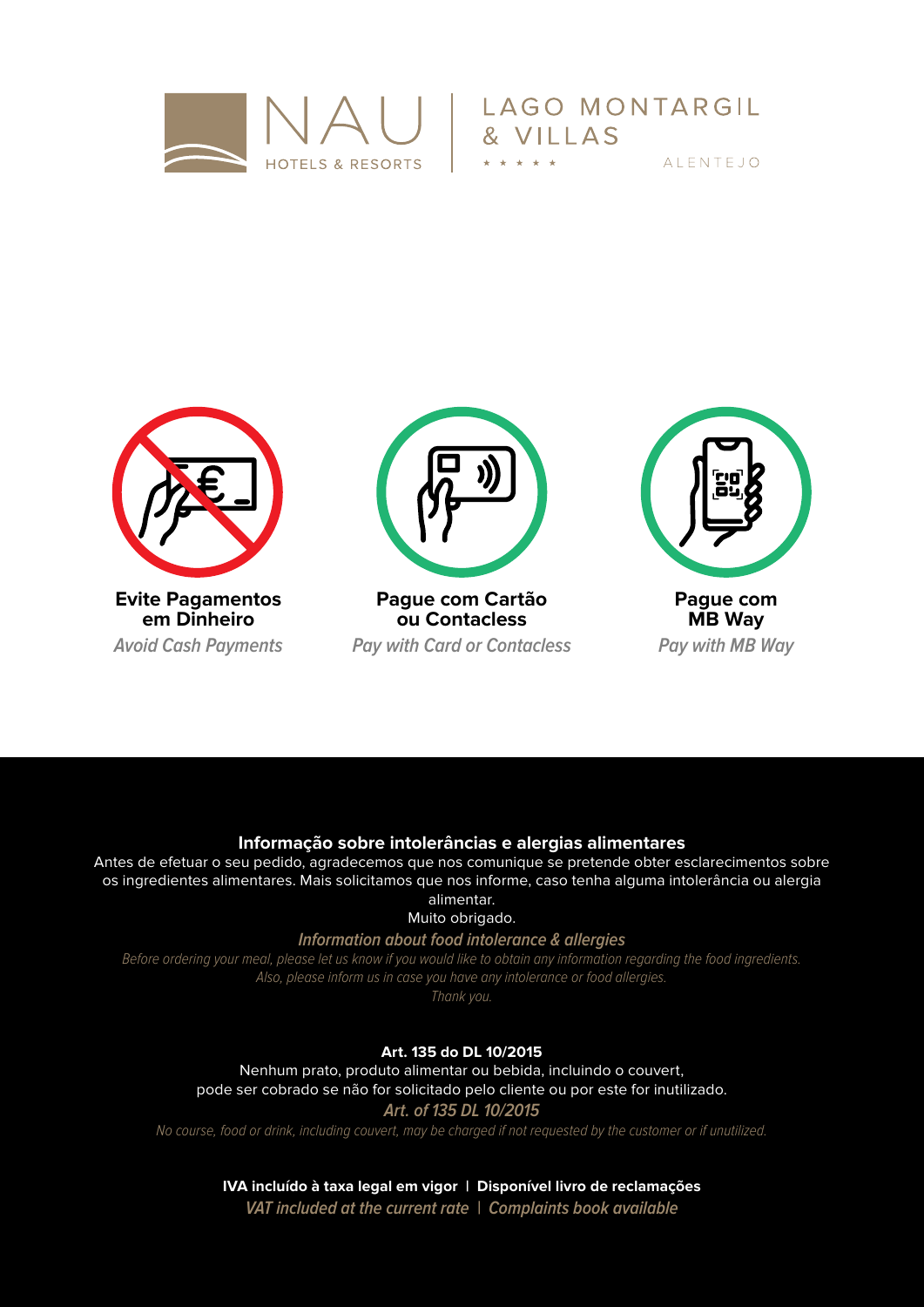NAU HOTELS & RESORTS | LAGO MONTARGIL & VILLAS ★★★★★ ALENTEJO

**Evite Pagamentos em Dinheiro**
*Avoid Cash Payments*

**Pague com Cartão ou Contacless**
*Pay with Card or Contacless*

**Pague com MB Way**
*Pay with MB Way*

**Informação sobre intolerâncias e alergias alimentares**

Antes de efetuar o seu pedido, agradecemos que nos comunique se pretende obter esclarecimentos sobre os ingredientes alimentares. Mais solicitamos que nos informe, caso tenha alguma intolerância ou alergia alimentar.

Muito obrigado.

***Information about food intolerance & allergies***

*Before ordering your meal, please let us know if you would like to obtain any information regarding the food ingredients. Also, please inform us in case you have any intolerance or food allergies.*

*Thank you.*

**Art. 135 do DL 10/2015**

Nenhum prato, produto alimentar ou bebida, incluindo o couvert, pode ser cobrado se não for solicitado pelo cliente ou por este for inutilizado.

***Art. of 135 DL 10/2015***

*No course, food or drink, including couvert, may be charged if not requested by the customer or if unutilized.*

**IVA incluído à taxa legal em vigor | Disponível livro de reclamações**

***VAT included at the current rate | Complaints book available***